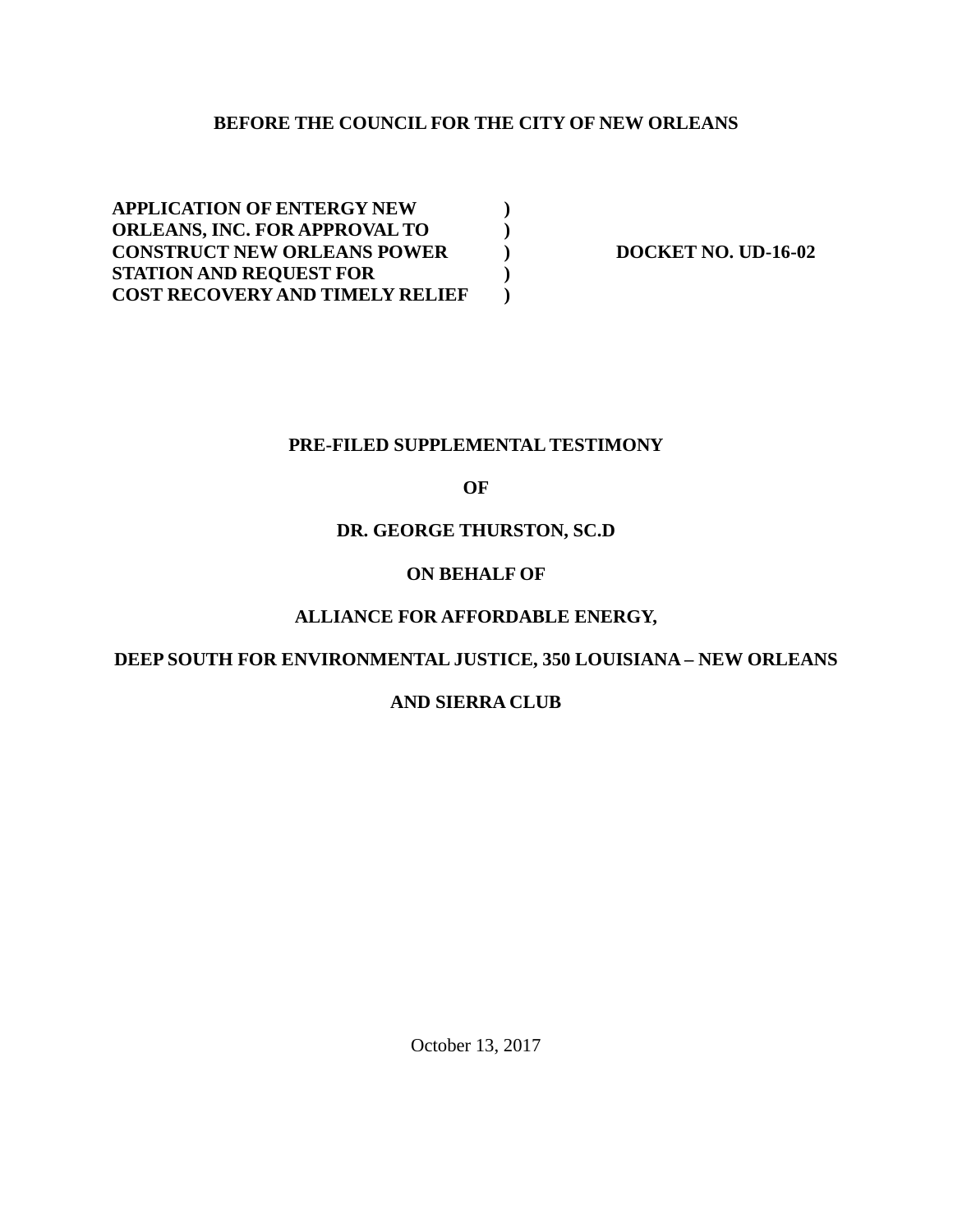**BEFORE THE COUNCIL FOR THE CITY OF NEW ORLEANS**

| | | |
|---|---|---|
| **APPLICATION OF ENTERGY NEW ORLEANS, INC. FOR APPROVAL TO CONSTRUCT NEW ORLEANS POWER STATION AND REQUEST FOR COST RECOVERY AND TIMELY RELIEF** | **)<br>)<br>)<br>)<br>)** | **DOCKET NO. UD-16-02** |

**PRE-FILED SUPPLEMENTAL TESTIMONY**

**OF**

**DR. GEORGE THURSTON, SC.D**

**ON BEHALF OF**

**ALLIANCE FOR AFFORDABLE ENERGY,**

**DEEP SOUTH FOR ENVIRONMENTAL JUSTICE, 350 LOUISIANA – NEW ORLEANS**

**AND SIERRA CLUB**

October 13, 2017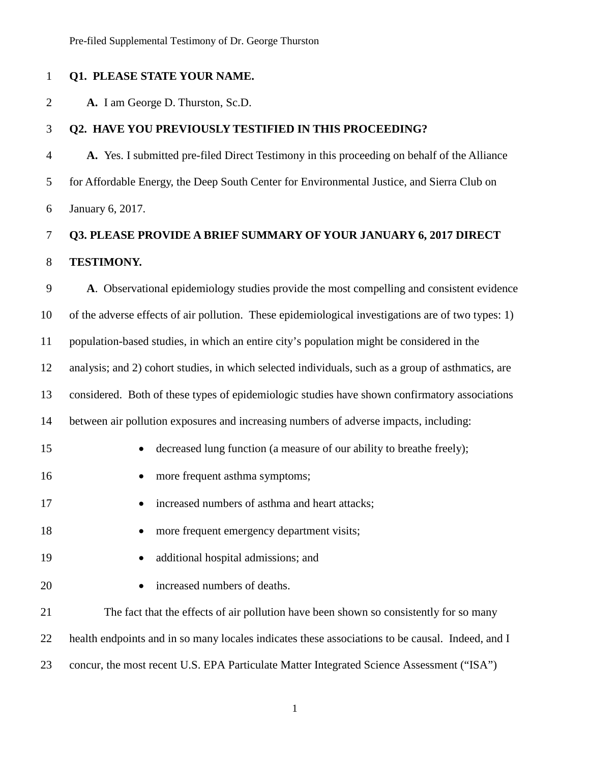**Q1. PLEASE STATE YOUR NAME.**

**A.** I am George D. Thurston, Sc.D.

**Q2. HAVE YOU PREVIOUSLY TESTIFIED IN THIS PROCEEDING?**

**A.** Yes. I submitted pre-filed Direct Testimony in this proceeding on behalf of the Alliance for Affordable Energy, the Deep South Center for Environmental Justice, and Sierra Club on January 6, 2017.

**Q3. PLEASE PROVIDE A BRIEF SUMMARY OF YOUR JANUARY 6, 2017 DIRECT TESTIMONY.**

**A**. Observational epidemiology studies provide the most compelling and consistent evidence of the adverse effects of air pollution. These epidemiological investigations are of two types: 1) population-based studies, in which an entire city's population might be considered in the analysis; and 2) cohort studies, in which selected individuals, such as a group of asthmatics, are considered. Both of these types of epidemiologic studies have shown confirmatory associations between air pollution exposures and increasing numbers of adverse impacts, including:

- decreased lung function (a measure of our ability to breathe freely);
- more frequent asthma symptoms;
- increased numbers of asthma and heart attacks;
- more frequent emergency department visits;
- additional hospital admissions; and
- increased numbers of deaths.

The fact that the effects of air pollution have been shown so consistently for so many health endpoints and in so many locales indicates these associations to be causal. Indeed, and I concur, the most recent U.S. EPA Particulate Matter Integrated Science Assessment ("ISA")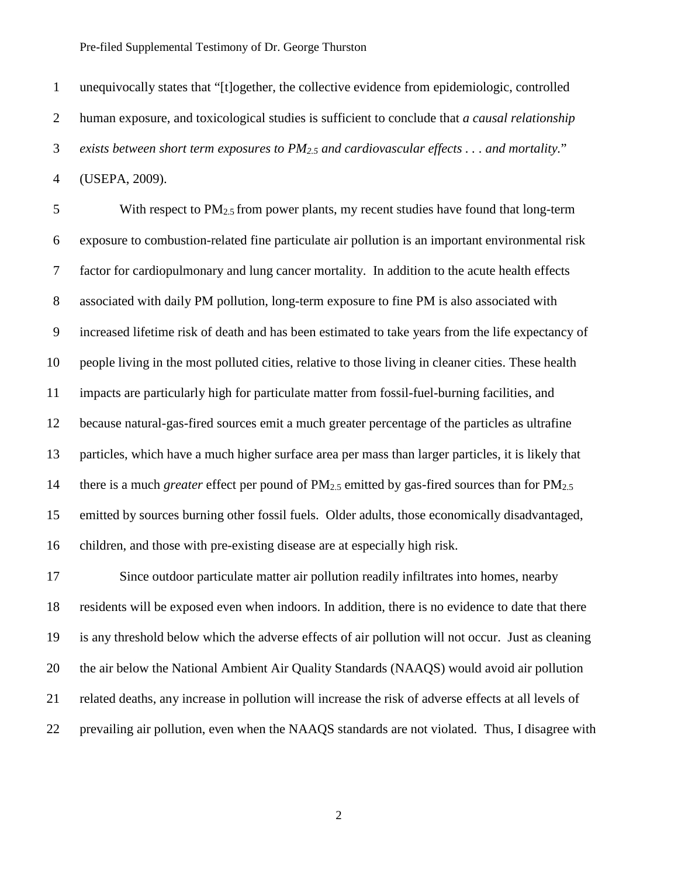unequivocally states that "[t]ogether, the collective evidence from epidemiologic, controlled human exposure, and toxicological studies is sufficient to conclude that *a causal relationship exists between short term exposures to $PM_{2.5}$ and cardiovascular effects . . . and mortality.*" (USEPA, 2009).

With respect to $PM_{2.5}$ from power plants, my recent studies have found that long-term exposure to combustion-related fine particulate air pollution is an important environmental risk factor for cardiopulmonary and lung cancer mortality. In addition to the acute health effects associated with daily PM pollution, long-term exposure to fine PM is also associated with increased lifetime risk of death and has been estimated to take years from the life expectancy of people living in the most polluted cities, relative to those living in cleaner cities. These health impacts are particularly high for particulate matter from fossil-fuel-burning facilities, and because natural-gas-fired sources emit a much greater percentage of the particles as ultrafine particles, which have a much higher surface area per mass than larger particles, it is likely that there is a much *greater* effect per pound of $PM_{2.5}$ emitted by gas-fired sources than for $PM_{2.5}$ emitted by sources burning other fossil fuels. Older adults, those economically disadvantaged, children, and those with pre-existing disease are at especially high risk.

Since outdoor particulate matter air pollution readily infiltrates into homes, nearby residents will be exposed even when indoors. In addition, there is no evidence to date that there is any threshold below which the adverse effects of air pollution will not occur. Just as cleaning the air below the National Ambient Air Quality Standards (NAAQS) would avoid air pollution related deaths, any increase in pollution will increase the risk of adverse effects at all levels of prevailing air pollution, even when the NAAQS standards are not violated. Thus, I disagree with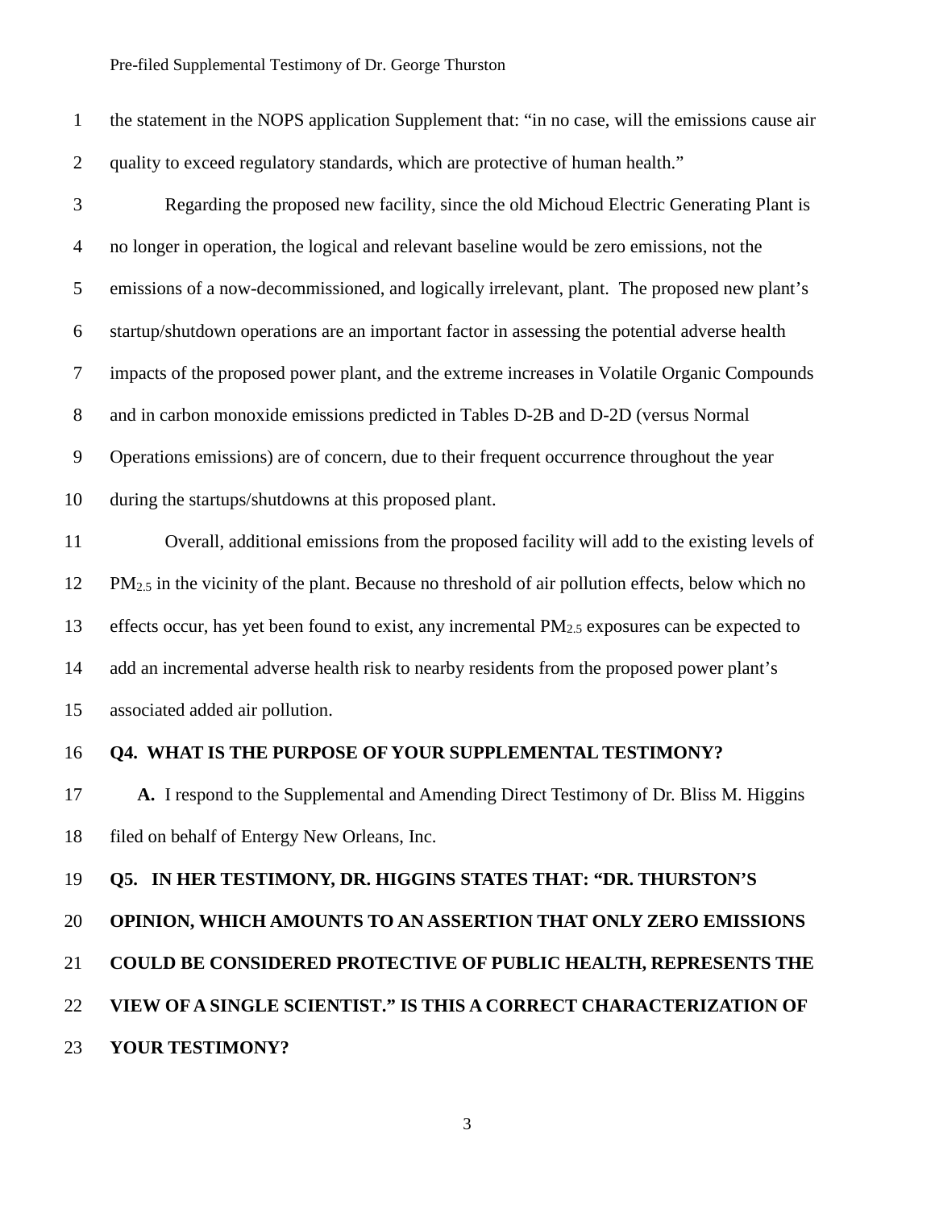the statement in the NOPS application Supplement that: "in no case, will the emissions cause air quality to exceed regulatory standards, which are protective of human health."

Regarding the proposed new facility, since the old Michoud Electric Generating Plant is no longer in operation, the logical and relevant baseline would be zero emissions, not the emissions of a now-decommissioned, and logically irrelevant, plant. The proposed new plant's startup/shutdown operations are an important factor in assessing the potential adverse health impacts of the proposed power plant, and the extreme increases in Volatile Organic Compounds and in carbon monoxide emissions predicted in Tables D-2B and D-2D (versus Normal Operations emissions) are of concern, due to their frequent occurrence throughout the year during the startups/shutdowns at this proposed plant.

Overall, additional emissions from the proposed facility will add to the existing levels of $PM_{2.5}$ in the vicinity of the plant. Because no threshold of air pollution effects, below which no effects occur, has yet been found to exist, any incremental $PM_{2.5}$ exposures can be expected to add an incremental adverse health risk to nearby residents from the proposed power plant's associated added air pollution.

**Q4. WHAT IS THE PURPOSE OF YOUR SUPPLEMENTAL TESTIMONY?**

**A.** I respond to the Supplemental and Amending Direct Testimony of Dr. Bliss M. Higgins filed on behalf of Entergy New Orleans, Inc.

**Q5. IN HER TESTIMONY, DR. HIGGINS STATES THAT: "DR. THURSTON'S OPINION, WHICH AMOUNTS TO AN ASSERTION THAT ONLY ZERO EMISSIONS COULD BE CONSIDERED PROTECTIVE OF PUBLIC HEALTH, REPRESENTS THE VIEW OF A SINGLE SCIENTIST." IS THIS A CORRECT CHARACTERIZATION OF YOUR TESTIMONY?**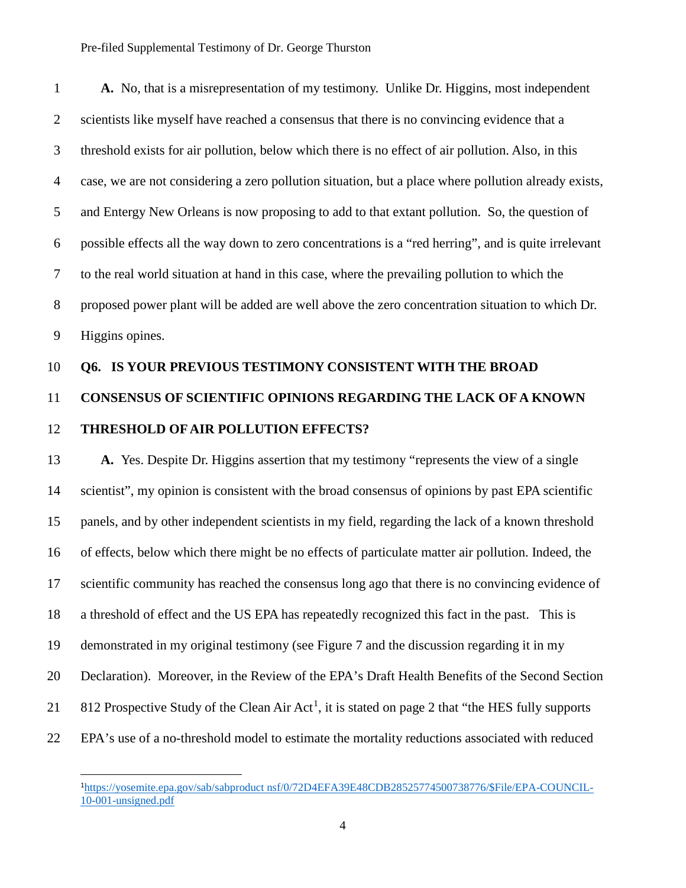**A.** No, that is a misrepresentation of my testimony. Unlike Dr. Higgins, most independent scientists like myself have reached a consensus that there is no convincing evidence that a threshold exists for air pollution, below which there is no effect of air pollution. Also, in this case, we are not considering a zero pollution situation, but a place where pollution already exists, and Entergy New Orleans is now proposing to add to that extant pollution. So, the question of possible effects all the way down to zero concentrations is a "red herring", and is quite irrelevant to the real world situation at hand in this case, where the prevailing pollution to which the proposed power plant will be added are well above the zero concentration situation to which Dr. Higgins opines.

**Q6. IS YOUR PREVIOUS TESTIMONY CONSISTENT WITH THE BROAD CONSENSUS OF SCIENTIFIC OPINIONS REGARDING THE LACK OF A KNOWN THRESHOLD OF AIR POLLUTION EFFECTS?**

**A.** Yes. Despite Dr. Higgins assertion that my testimony "represents the view of a single scientist", my opinion is consistent with the broad consensus of opinions by past EPA scientific panels, and by other independent scientists in my field, regarding the lack of a known threshold of effects, below which there might be no effects of particulate matter air pollution. Indeed, the scientific community has reached the consensus long ago that there is no convincing evidence of a threshold of effect and the US EPA has repeatedly recognized this fact in the past. This is demonstrated in my original testimony (see Figure 7 and the discussion regarding it in my Declaration). Moreover, in the Review of the EPA's Draft Health Benefits of the Second Section 812 Prospective Study of the Clean Air Act[1], it is stated on page 2 that "the HES fully supports EPA's use of a no-threshold model to estimate the mortality reductions associated with reduced

---

[1] https://yosemite.epa.gov/sab/sabproduct nsf/0/72D4EFA39E48CDB28525774500738776/$File/EPA-COUNCIL-10-001-unsigned.pdf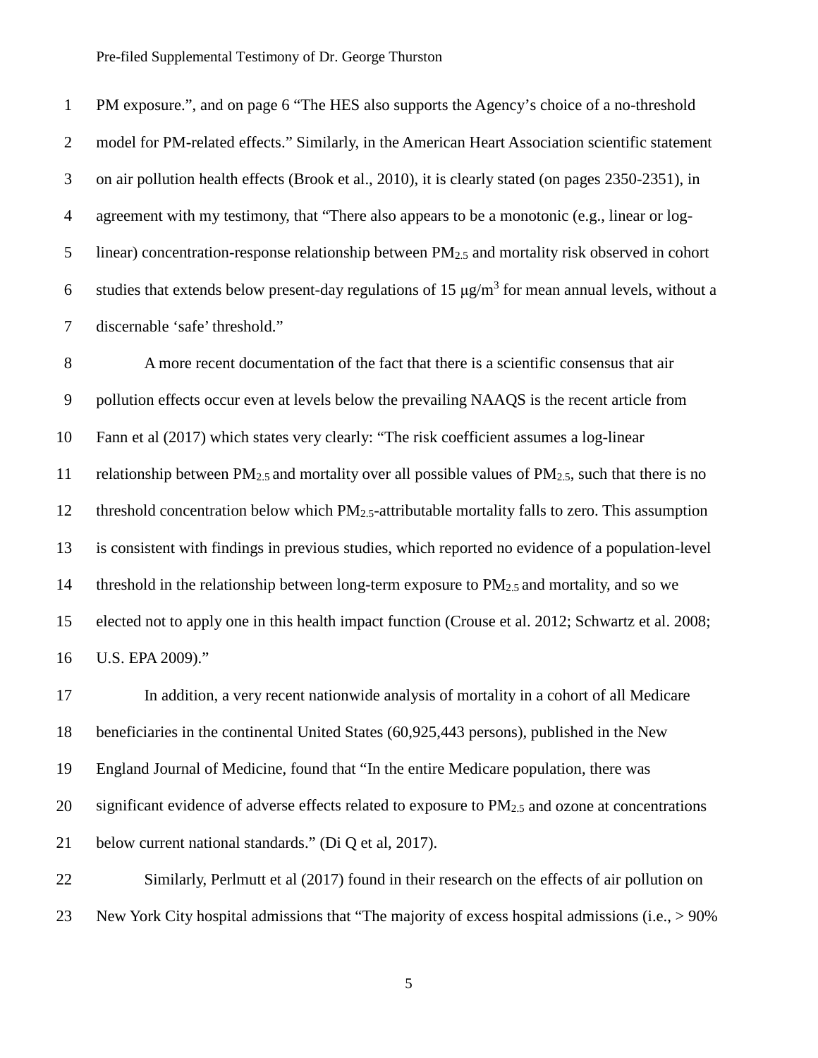PM exposure.", and on page 6 "The HES also supports the Agency's choice of a no-threshold model for PM-related effects." Similarly, in the American Heart Association scientific statement on air pollution health effects (Brook et al., 2010), it is clearly stated (on pages 2350-2351), in agreement with my testimony, that "There also appears to be a monotonic (e.g., linear or log-linear) concentration-response relationship between $PM_{2.5}$ and mortality risk observed in cohort studies that extends below present-day regulations of 15 $\mu g/m^3$ for mean annual levels, without a discernable 'safe' threshold."

A more recent documentation of the fact that there is a scientific consensus that air pollution effects occur even at levels below the prevailing NAAQS is the recent article from Fann et al (2017) which states very clearly: "The risk coefficient assumes a log-linear relationship between $PM_{2.5}$ and mortality over all possible values of $PM_{2.5}$, such that there is no threshold concentration below which $PM_{2.5}$-attributable mortality falls to zero. This assumption is consistent with findings in previous studies, which reported no evidence of a population-level threshold in the relationship between long-term exposure to $PM_{2.5}$ and mortality, and so we elected not to apply one in this health impact function (Crouse et al. 2012; Schwartz et al. 2008; U.S. EPA 2009)."

In addition, a very recent nationwide analysis of mortality in a cohort of all Medicare beneficiaries in the continental United States (60,925,443 persons), published in the New England Journal of Medicine, found that "In the entire Medicare population, there was significant evidence of adverse effects related to exposure to $PM_{2.5}$ and ozone at concentrations below current national standards." (Di Q et al, 2017).

Similarly, Perlmutt et al (2017) found in their research on the effects of air pollution on New York City hospital admissions that "The majority of excess hospital admissions (i.e., > 90%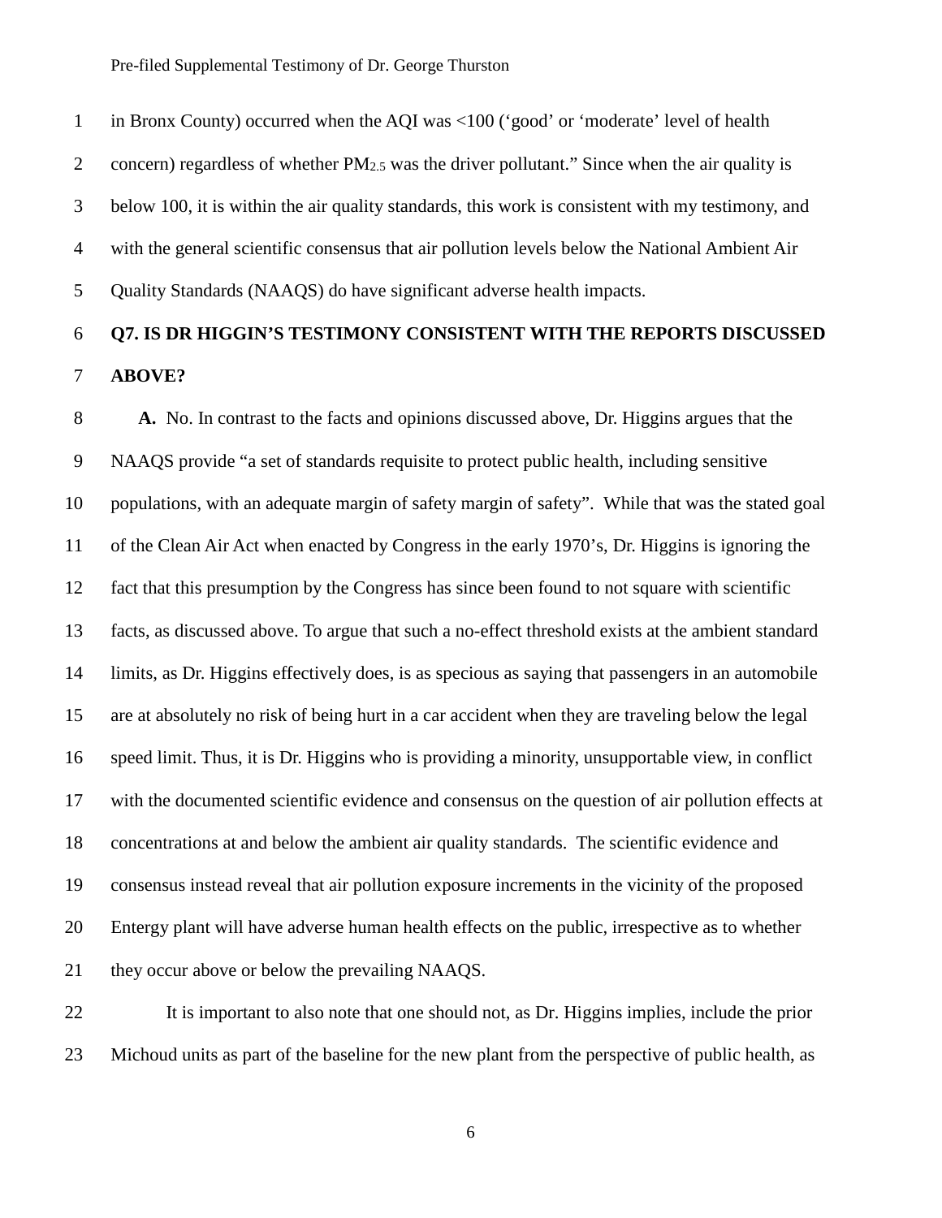in Bronx County) occurred when the AQI was <100 ('good' or 'moderate' level of health concern) regardless of whether $PM_{2.5}$ was the driver pollutant." Since when the air quality is below 100, it is within the air quality standards, this work is consistent with my testimony, and with the general scientific consensus that air pollution levels below the National Ambient Air Quality Standards (NAAQS) do have significant adverse health impacts.

**Q7. IS DR HIGGIN'S TESTIMONY CONSISTENT WITH THE REPORTS DISCUSSED ABOVE?**

**A.** No. In contrast to the facts and opinions discussed above, Dr. Higgins argues that the NAAQS provide "a set of standards requisite to protect public health, including sensitive populations, with an adequate margin of safety margin of safety". While that was the stated goal of the Clean Air Act when enacted by Congress in the early 1970's, Dr. Higgins is ignoring the fact that this presumption by the Congress has since been found to not square with scientific facts, as discussed above. To argue that such a no-effect threshold exists at the ambient standard limits, as Dr. Higgins effectively does, is as specious as saying that passengers in an automobile are at absolutely no risk of being hurt in a car accident when they are traveling below the legal speed limit. Thus, it is Dr. Higgins who is providing a minority, unsupportable view, in conflict with the documented scientific evidence and consensus on the question of air pollution effects at concentrations at and below the ambient air quality standards. The scientific evidence and consensus instead reveal that air pollution exposure increments in the vicinity of the proposed Entergy plant will have adverse human health effects on the public, irrespective as to whether they occur above or below the prevailing NAAQS.

It is important to also note that one should not, as Dr. Higgins implies, include the prior Michoud units as part of the baseline for the new plant from the perspective of public health, as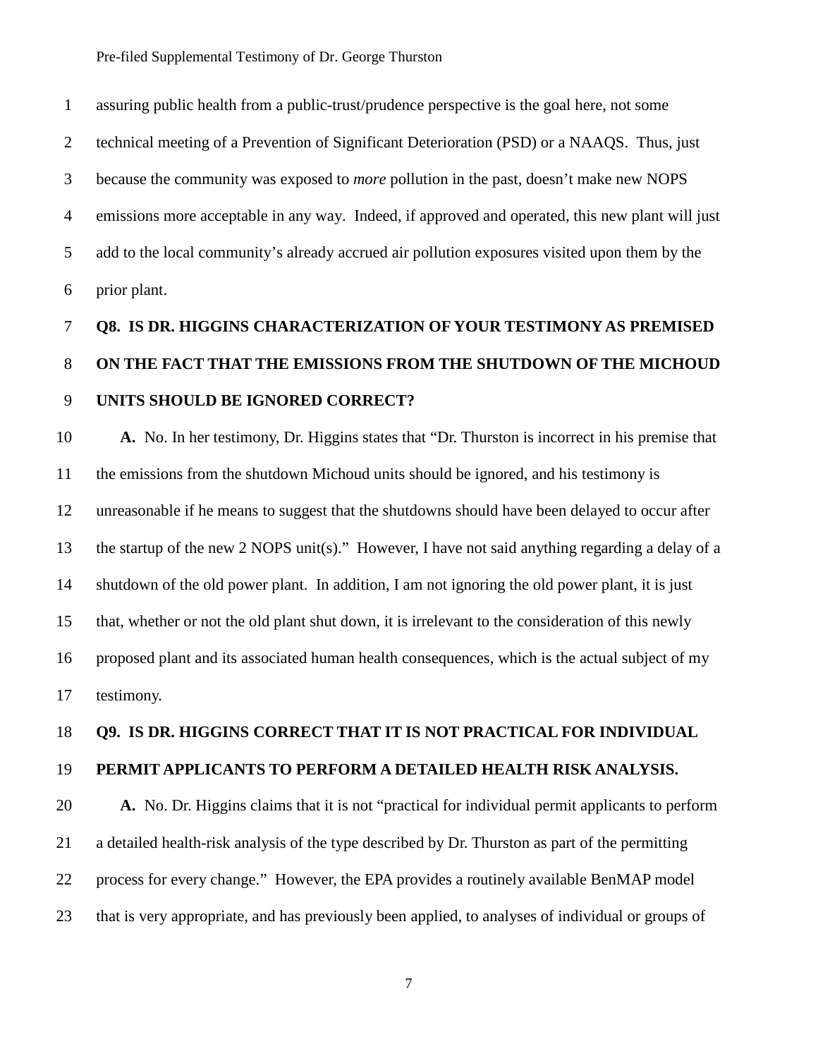assuring public health from a public-trust/prudence perspective is the goal here, not some technical meeting of a Prevention of Significant Deterioration (PSD) or a NAAQS. Thus, just because the community was exposed to *more* pollution in the past, doesn't make new NOPS emissions more acceptable in any way. Indeed, if approved and operated, this new plant will just add to the local community's already accrued air pollution exposures visited upon them by the prior plant.

**Q8. IS DR. HIGGINS CHARACTERIZATION OF YOUR TESTIMONY AS PREMISED ON THE FACT THAT THE EMISSIONS FROM THE SHUTDOWN OF THE MICHOUD UNITS SHOULD BE IGNORED CORRECT?**

**A.** No. In her testimony, Dr. Higgins states that "Dr. Thurston is incorrect in his premise that the emissions from the shutdown Michoud units should be ignored, and his testimony is unreasonable if he means to suggest that the shutdowns should have been delayed to occur after the startup of the new 2 NOPS unit(s)." However, I have not said anything regarding a delay of a shutdown of the old power plant. In addition, I am not ignoring the old power plant, it is just that, whether or not the old plant shut down, it is irrelevant to the consideration of this newly proposed plant and its associated human health consequences, which is the actual subject of my testimony.

**Q9. IS DR. HIGGINS CORRECT THAT IT IS NOT PRACTICAL FOR INDIVIDUAL PERMIT APPLICANTS TO PERFORM A DETAILED HEALTH RISK ANALYSIS.**

**A.** No. Dr. Higgins claims that it is not "practical for individual permit applicants to perform a detailed health-risk analysis of the type described by Dr. Thurston as part of the permitting process for every change." However, the EPA provides a routinely available BenMAP model that is very appropriate, and has previously been applied, to analyses of individual or groups of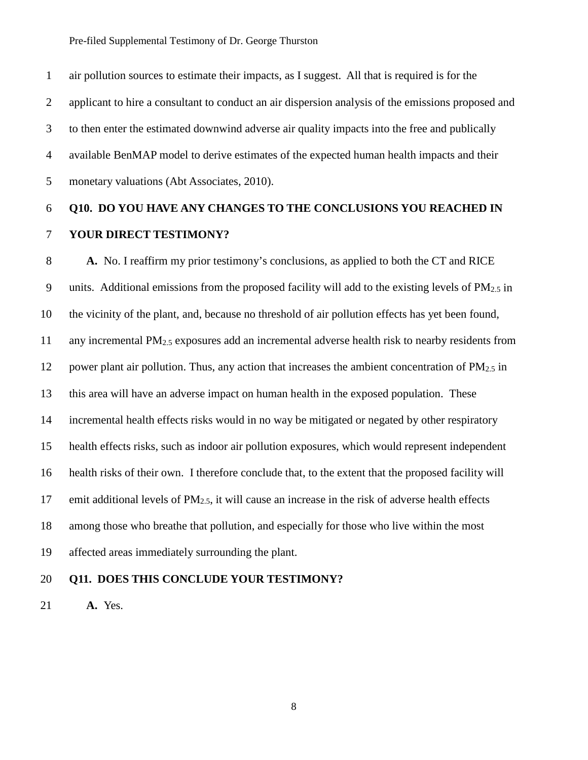air pollution sources to estimate their impacts, as I suggest. All that is required is for the applicant to hire a consultant to conduct an air dispersion analysis of the emissions proposed and to then enter the estimated downwind adverse air quality impacts into the free and publically available BenMAP model to derive estimates of the expected human health impacts and their monetary valuations (Abt Associates, 2010).

**Q10. DO YOU HAVE ANY CHANGES TO THE CONCLUSIONS YOU REACHED IN YOUR DIRECT TESTIMONY?**

**A.** No. I reaffirm my prior testimony's conclusions, as applied to both the CT and RICE units. Additional emissions from the proposed facility will add to the existing levels of $PM_{2.5}$ in the vicinity of the plant, and, because no threshold of air pollution effects has yet been found, any incremental $PM_{2.5}$ exposures add an incremental adverse health risk to nearby residents from power plant air pollution. Thus, any action that increases the ambient concentration of $PM_{2.5}$ in this area will have an adverse impact on human health in the exposed population. These incremental health effects risks would in no way be mitigated or negated by other respiratory health effects risks, such as indoor air pollution exposures, which would represent independent health risks of their own. I therefore conclude that, to the extent that the proposed facility will emit additional levels of $PM_{2.5}$, it will cause an increase in the risk of adverse health effects among those who breathe that pollution, and especially for those who live within the most affected areas immediately surrounding the plant.

**Q11. DOES THIS CONCLUDE YOUR TESTIMONY?**

**A.** Yes.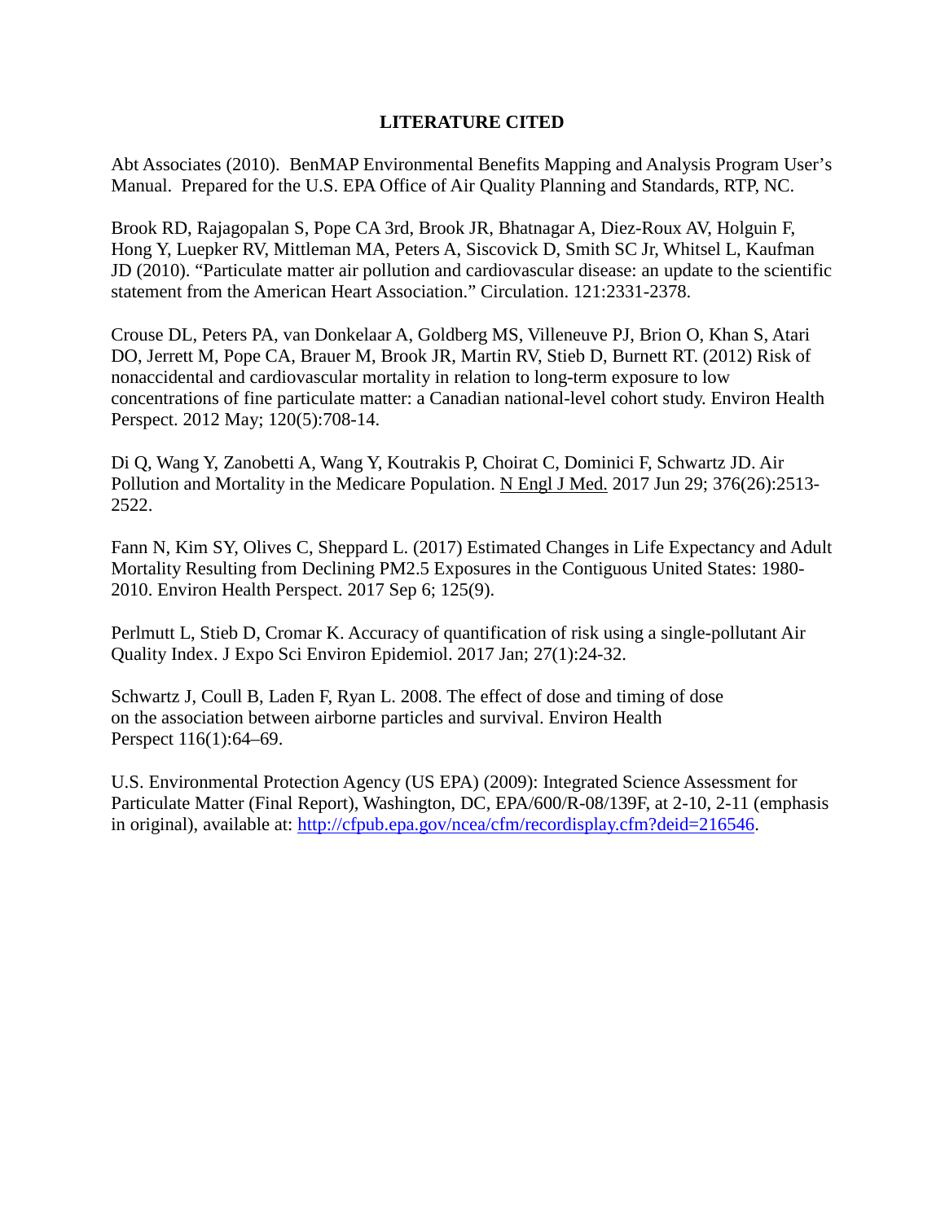# LITERATURE CITED

Abt Associates (2010). BenMAP Environmental Benefits Mapping and Analysis Program User's Manual. Prepared for the U.S. EPA Office of Air Quality Planning and Standards, RTP, NC.

Brook RD, Rajagopalan S, Pope CA 3rd, Brook JR, Bhatnagar A, Diez-Roux AV, Holguin F, Hong Y, Luepker RV, Mittleman MA, Peters A, Siscovick D, Smith SC Jr, Whitsel L, Kaufman JD (2010). "Particulate matter air pollution and cardiovascular disease: an update to the scientific statement from the American Heart Association." Circulation. 121:2331-2378.

Crouse DL, Peters PA, van Donkelaar A, Goldberg MS, Villeneuve PJ, Brion O, Khan S, Atari DO, Jerrett M, Pope CA, Brauer M, Brook JR, Martin RV, Stieb D, Burnett RT. (2012) Risk of nonaccidental and cardiovascular mortality in relation to long-term exposure to low concentrations of fine particulate matter: a Canadian national-level cohort study. Environ Health Perspect. 2012 May; 120(5):708-14.

Di Q, Wang Y, Zanobetti A, Wang Y, Koutrakis P, Choirat C, Dominici F, Schwartz JD. Air Pollution and Mortality in the Medicare Population. N Engl J Med. 2017 Jun 29; 376(26):2513-2522.

Fann N, Kim SY, Olives C, Sheppard L. (2017) Estimated Changes in Life Expectancy and Adult Mortality Resulting from Declining PM2.5 Exposures in the Contiguous United States: 1980-2010. Environ Health Perspect. 2017 Sep 6; 125(9).

Perlmutt L, Stieb D, Cromar K. Accuracy of quantification of risk using a single-pollutant Air Quality Index. J Expo Sci Environ Epidemiol. 2017 Jan; 27(1):24-32.

Schwartz J, Coull B, Laden F, Ryan L. 2008. The effect of dose and timing of dose on the association between airborne particles and survival. Environ Health Perspect 116(1):64–69.

U.S. Environmental Protection Agency (US EPA) (2009): Integrated Science Assessment for Particulate Matter (Final Report), Washington, DC, EPA/600/R-08/139F, at 2-10, 2-11 (emphasis in original), available at: http://cfpub.epa.gov/ncea/cfm/recordisplay.cfm?deid=216546.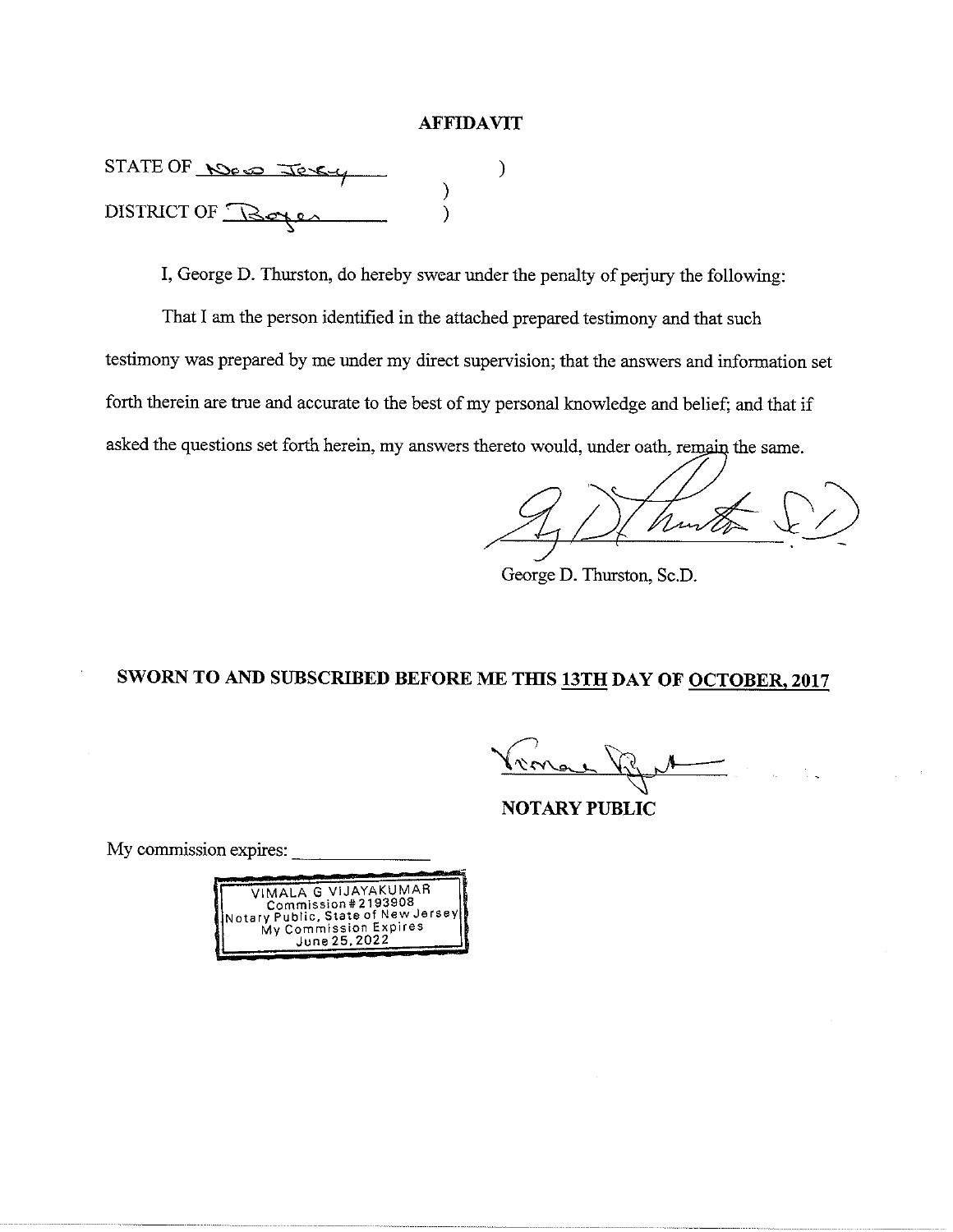# AFFIDAVIT

STATE OF New Jersey )
)
DISTRICT OF Bergen )

I, George D. Thurston, do hereby swear under the penalty of perjury the following:

That I am the person identified in the attached prepared testimony and that such testimony was prepared by me under my direct supervision; that the answers and information set forth therein are true and accurate to the best of my personal knowledge and belief; and that if asked the questions set forth herein, my answers thereto would, under oath, remain the same.

George D. Thurston, Sc.D.

**SWORN TO AND SUBSCRIBED BEFORE ME THIS 13TH DAY OF OCTOBER, 2017**

**NOTARY PUBLIC**

My commission expires: ______________

VIMALA G VIJAYAKUMAR
Commission # 2193908
Notary Public, State of New Jersey
My Commission Expires
June 25, 2022